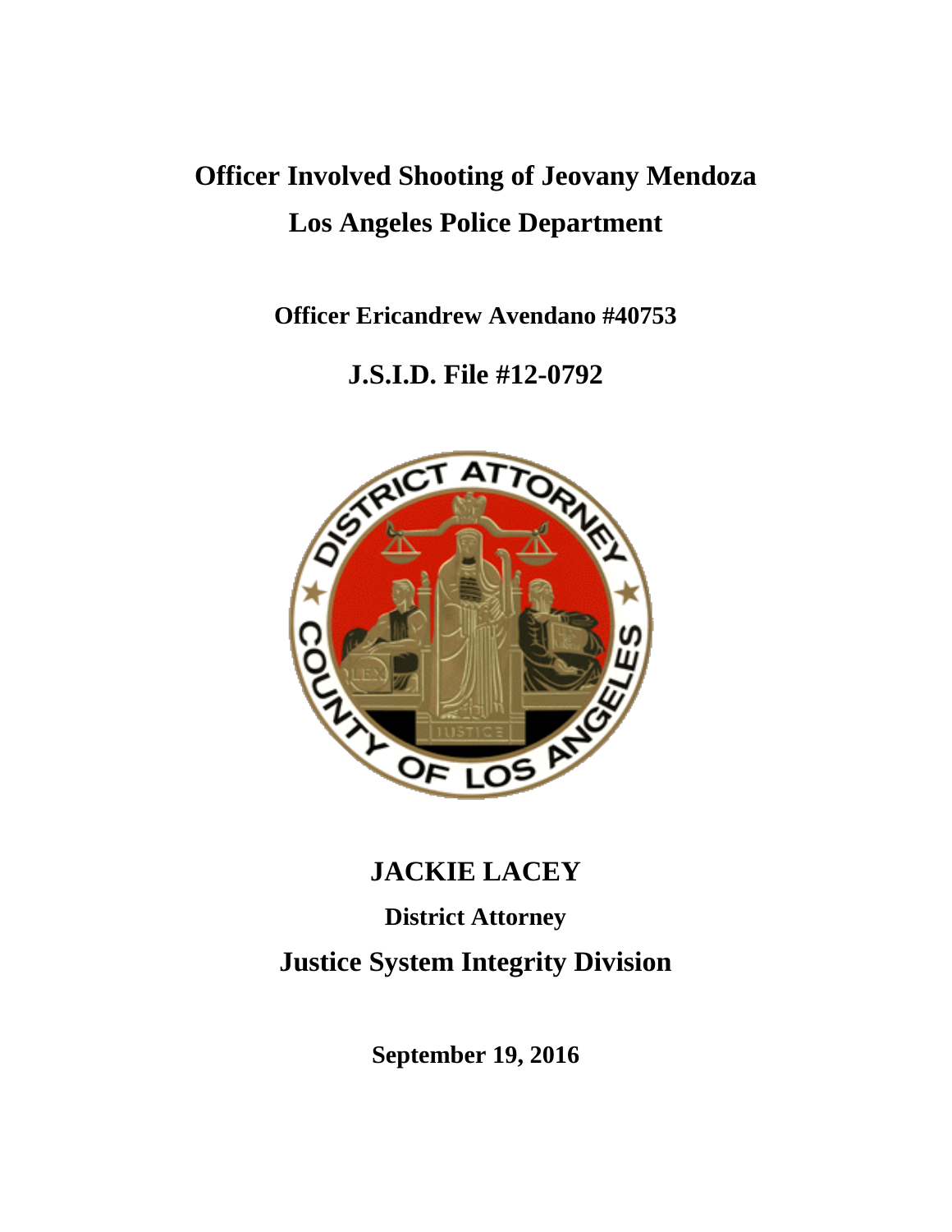# Officer Involved Shooting of Jeovany Mendoza
# Los Angeles Police Department

**Officer Ericandrew Avendano #40753**

## J.S.I.D. File #12-0792

## JACKIE LACEY

**District Attorney**

## Justice System Integrity Division

**September 19, 2016**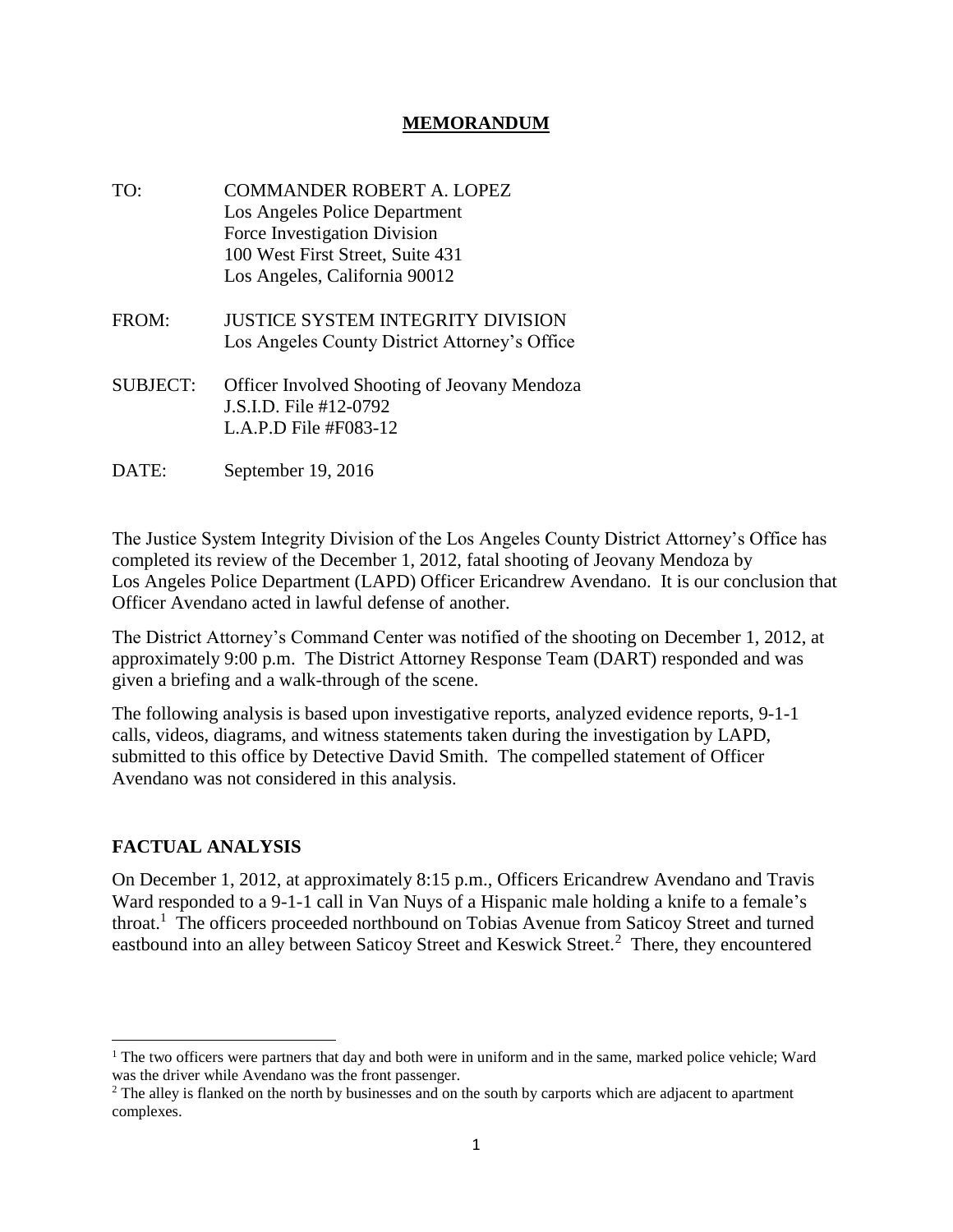# MEMORANDUM

TO: COMMANDER ROBERT A. LOPEZ
Los Angeles Police Department
Force Investigation Division
100 West First Street, Suite 431
Los Angeles, California 90012

FROM: JUSTICE SYSTEM INTEGRITY DIVISION
Los Angeles County District Attorney's Office

SUBJECT: Officer Involved Shooting of Jeovany Mendoza
J.S.I.D. File #12-0792
L.A.P.D File #F083-12

DATE: September 19, 2016

The Justice System Integrity Division of the Los Angeles County District Attorney's Office has completed its review of the December 1, 2012, fatal shooting of Jeovany Mendoza by Los Angeles Police Department (LAPD) Officer Ericandrew Avendano. It is our conclusion that Officer Avendano acted in lawful defense of another.

The District Attorney's Command Center was notified of the shooting on December 1, 2012, at approximately 9:00 p.m. The District Attorney Response Team (DART) responded and was given a briefing and a walk-through of the scene.

The following analysis is based upon investigative reports, analyzed evidence reports, 9-1-1 calls, videos, diagrams, and witness statements taken during the investigation by LAPD, submitted to this office by Detective David Smith. The compelled statement of Officer Avendano was not considered in this analysis.

## FACTUAL ANALYSIS

On December 1, 2012, at approximately 8:15 p.m., Officers Ericandrew Avendano and Travis Ward responded to a 9-1-1 call in Van Nuys of a Hispanic male holding a knife to a female's throat.[1] The officers proceeded northbound on Tobias Avenue from Saticoy Street and turned eastbound into an alley between Saticoy Street and Keswick Street.[2] There, they encountered

[1] The two officers were partners that day and both were in uniform and in the same, marked police vehicle; Ward was the driver while Avendano was the front passenger.

[2] The alley is flanked on the north by businesses and on the south by carports which are adjacent to apartment complexes.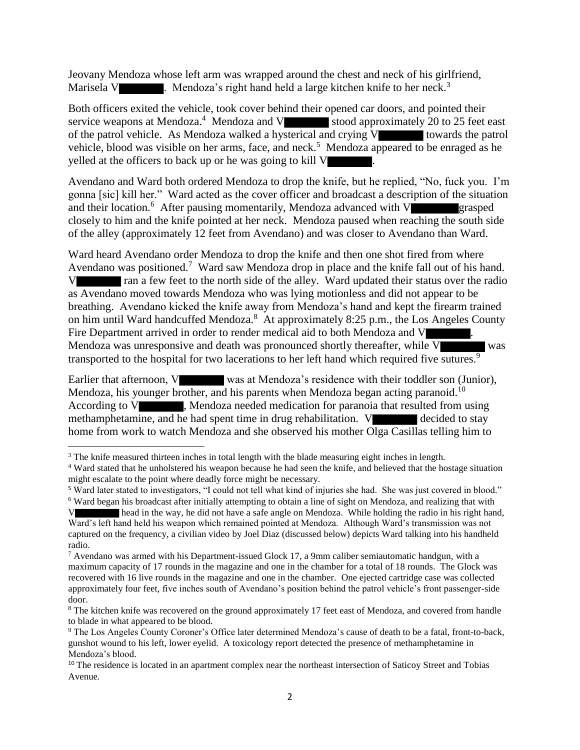Jeovany Mendoza whose left arm was wrapped around the chest and neck of his girlfriend, Marisela V█████. Mendoza's right hand held a large kitchen knife to her neck.[3]

Both officers exited the vehicle, took cover behind their opened car doors, and pointed their service weapons at Mendoza.[4] Mendoza and V█████ stood approximately 20 to 25 feet east of the patrol vehicle. As Mendoza walked a hysterical and crying V█████ towards the patrol vehicle, blood was visible on her arms, face, and neck.[5] Mendoza appeared to be enraged as he yelled at the officers to back up or he was going to kill V█████.

Avendano and Ward both ordered Mendoza to drop the knife, but he replied, "No, fuck you. I'm gonna [sic] kill her." Ward acted as the cover officer and broadcast a description of the situation and their location.[6] After pausing momentarily, Mendoza advanced with V█████ grasped closely to him and the knife pointed at her neck. Mendoza paused when reaching the south side of the alley (approximately 12 feet from Avendano) and was closer to Avendano than Ward.

Ward heard Avendano order Mendoza to drop the knife and then one shot fired from where Avendano was positioned.[7] Ward saw Mendoza drop in place and the knife fall out of his hand. V█████ ran a few feet to the north side of the alley. Ward updated their status over the radio as Avendano moved towards Mendoza who was lying motionless and did not appear to be breathing. Avendano kicked the knife away from Mendoza's hand and kept the firearm trained on him until Ward handcuffed Mendoza.[8] At approximately 8:25 p.m., the Los Angeles County Fire Department arrived in order to render medical aid to both Mendoza and V█████. Mendoza was unresponsive and death was pronounced shortly thereafter, while V█████ was transported to the hospital for two lacerations to her left hand which required five sutures.[9]

Earlier that afternoon, V█████ was at Mendoza's residence with their toddler son (Junior), Mendoza, his younger brother, and his parents when Mendoza began acting paranoid.[10] According to V█████, Mendoza needed medication for paranoia that resulted from using methamphetamine, and he had spent time in drug rehabilitation. V█████ decided to stay home from work to watch Mendoza and she observed his mother Olga Casillas telling him to

---

[3] The knife measured thirteen inches in total length with the blade measuring eight inches in length.

[4] Ward stated that he unholstered his weapon because he had seen the knife, and believed that the hostage situation might escalate to the point where deadly force might be necessary.

[5] Ward later stated to investigators, "I could not tell what kind of injuries she had. She was just covered in blood."

[6] Ward began his broadcast after initially attempting to obtain a line of sight on Mendoza, and realizing that with V█████ head in the way, he did not have a safe angle on Mendoza. While holding the radio in his right hand, Ward's left hand held his weapon which remained pointed at Mendoza. Although Ward's transmission was not captured on the frequency, a civilian video by Joel Diaz (discussed below) depicts Ward talking into his handheld radio.

[7] Avendano was armed with his Department-issued Glock 17, a 9mm caliber semiautomatic handgun, with a maximum capacity of 17 rounds in the magazine and one in the chamber for a total of 18 rounds. The Glock was recovered with 16 live rounds in the magazine and one in the chamber. One ejected cartridge case was collected approximately four feet, five inches south of Avendano's position behind the patrol vehicle's front passenger-side door.

[8] The kitchen knife was recovered on the ground approximately 17 feet east of Mendoza, and covered from handle to blade in what appeared to be blood.

[9] The Los Angeles County Coroner's Office later determined Mendoza's cause of death to be a fatal, front-to-back, gunshot wound to his left, lower eyelid. A toxicology report detected the presence of methamphetamine in Mendoza's blood.

[10] The residence is located in an apartment complex near the northeast intersection of Saticoy Street and Tobias Avenue.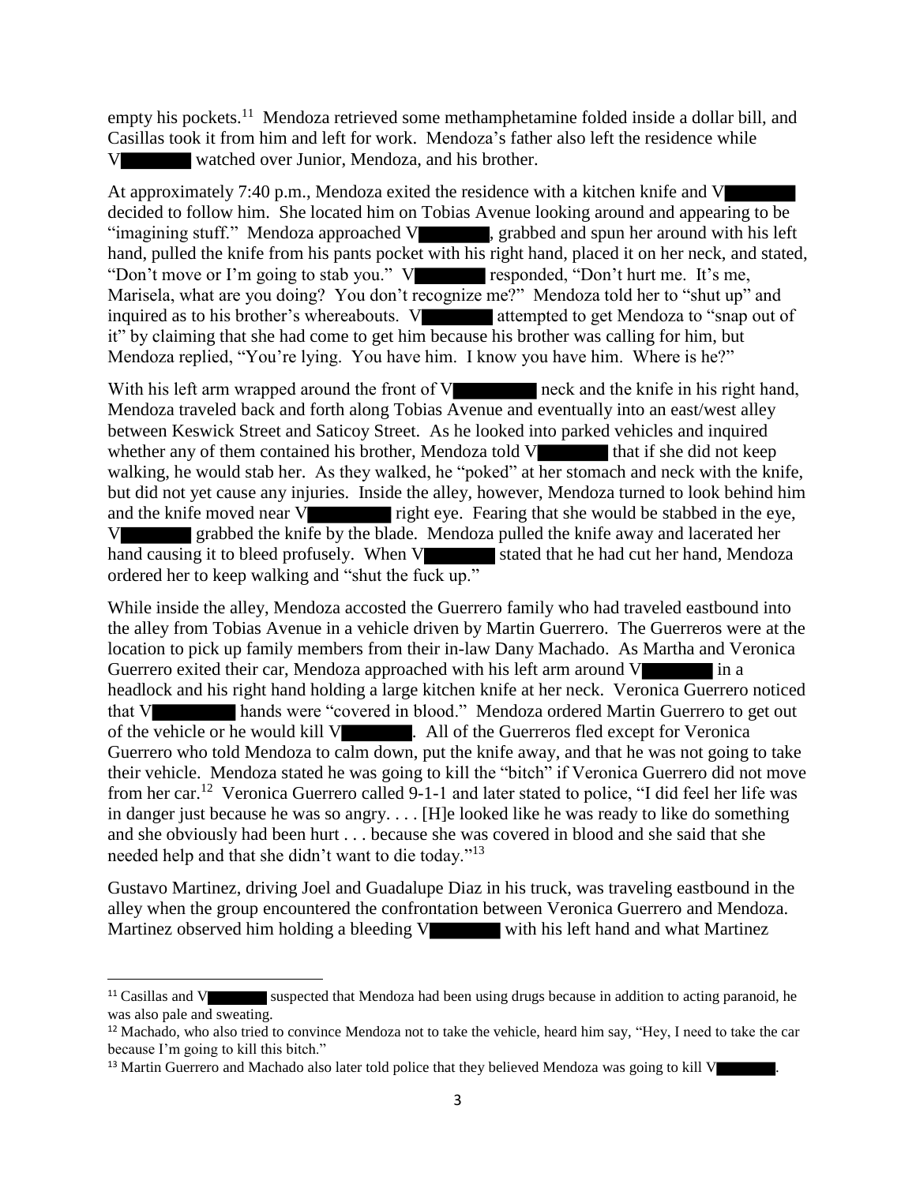empty his pockets.[11] Mendoza retrieved some methamphetamine folded inside a dollar bill, and Casillas took it from him and left for work. Mendoza's father also left the residence while V█████ watched over Junior, Mendoza, and his brother.

At approximately 7:40 p.m., Mendoza exited the residence with a kitchen knife and V█████ decided to follow him. She located him on Tobias Avenue looking around and appearing to be "imagining stuff." Mendoza approached V█████, grabbed and spun her around with his left hand, pulled the knife from his pants pocket with his right hand, placed it on her neck, and stated, "Don't move or I'm going to stab you." V█████ responded, "Don't hurt me. It's me, Marisela, what are you doing? You don't recognize me?" Mendoza told her to "shut up" and inquired as to his brother's whereabouts. V█████ attempted to get Mendoza to "snap out of it" by claiming that she had come to get him because his brother was calling for him, but Mendoza replied, "You're lying. You have him. I know you have him. Where is he?"

With his left arm wrapped around the front of V█████ neck and the knife in his right hand, Mendoza traveled back and forth along Tobias Avenue and eventually into an east/west alley between Keswick Street and Saticoy Street. As he looked into parked vehicles and inquired whether any of them contained his brother, Mendoza told V█████ that if she did not keep walking, he would stab her. As they walked, he "poked" at her stomach and neck with the knife, but did not yet cause any injuries. Inside the alley, however, Mendoza turned to look behind him and the knife moved near V█████ right eye. Fearing that she would be stabbed in the eye, V█████ grabbed the knife by the blade. Mendoza pulled the knife away and lacerated her hand causing it to bleed profusely. When V█████ stated that he had cut her hand, Mendoza ordered her to keep walking and "shut the fuck up."

While inside the alley, Mendoza accosted the Guerrero family who had traveled eastbound into the alley from Tobias Avenue in a vehicle driven by Martin Guerrero. The Guerreros were at the location to pick up family members from their in-law Dany Machado. As Martha and Veronica Guerrero exited their car, Mendoza approached with his left arm around V█████ in a headlock and his right hand holding a large kitchen knife at her neck. Veronica Guerrero noticed that V█████ hands were "covered in blood." Mendoza ordered Martin Guerrero to get out of the vehicle or he would kill V█████. All of the Guerreros fled except for Veronica Guerrero who told Mendoza to calm down, put the knife away, and that he was not going to take their vehicle. Mendoza stated he was going to kill the "bitch" if Veronica Guerrero did not move from her car.[12] Veronica Guerrero called 9-1-1 and later stated to police, "I did feel her life was in danger just because he was so angry. . . . [H]e looked like he was ready to like do something and she obviously had been hurt . . . because she was covered in blood and she said that she needed help and that she didn't want to die today."[13]

Gustavo Martinez, driving Joel and Guadalupe Diaz in his truck, was traveling eastbound in the alley when the group encountered the confrontation between Veronica Guerrero and Mendoza. Martinez observed him holding a bleeding V█████ with his left hand and what Martinez

---

[11] Casillas and V█████ suspected that Mendoza had been using drugs because in addition to acting paranoid, he was also pale and sweating.

[12] Machado, who also tried to convince Mendoza not to take the vehicle, heard him say, "Hey, I need to take the car because I'm going to kill this bitch."

[13] Martin Guerrero and Machado also later told police that they believed Mendoza was going to kill V█████.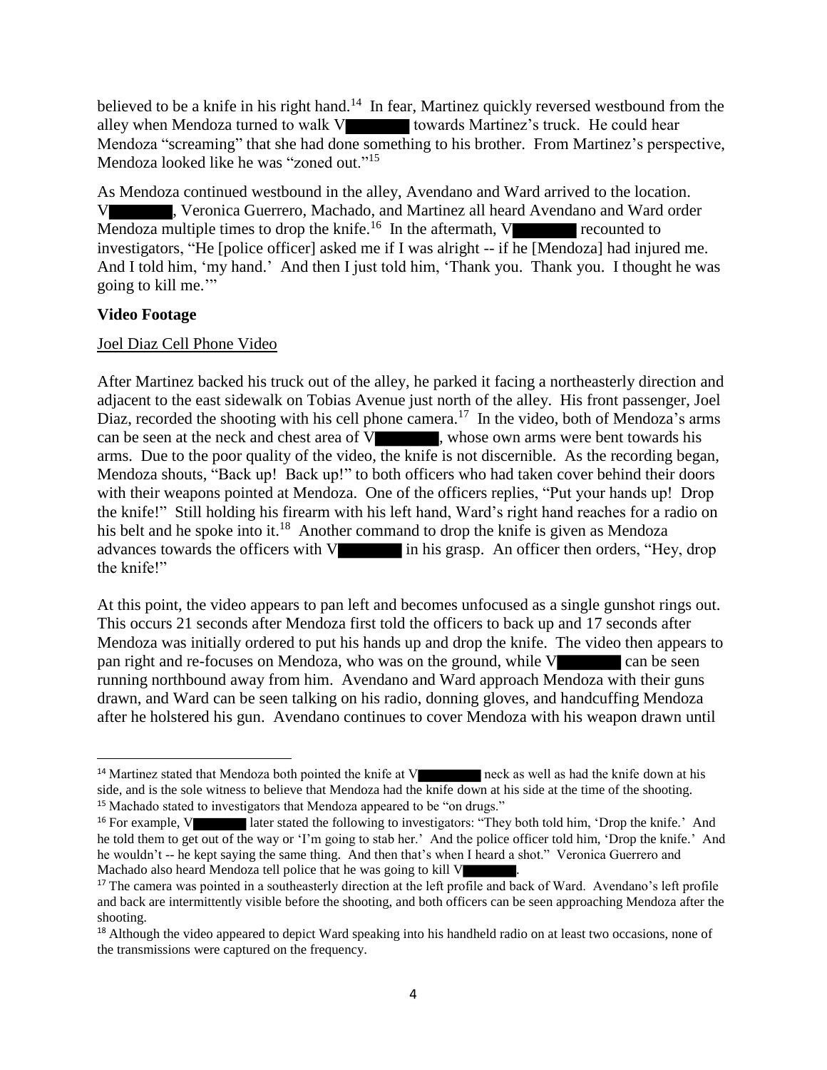believed to be a knife in his right hand.[14] In fear, Martinez quickly reversed westbound from the alley when Mendoza turned to walk V████ towards Martinez's truck. He could hear Mendoza "screaming" that she had done something to his brother. From Martinez's perspective, Mendoza looked like he was "zoned out."[15]

As Mendoza continued westbound in the alley, Avendano and Ward arrived to the location. V████, Veronica Guerrero, Machado, and Martinez all heard Avendano and Ward order Mendoza multiple times to drop the knife.[16] In the aftermath, V████ recounted to investigators, "He [police officer] asked me if I was alright -- if he [Mendoza] had injured me. And I told him, 'my hand.' And then I just told him, 'Thank you. Thank you. I thought he was going to kill me.'"

**Video Footage**

Joel Diaz Cell Phone Video

After Martinez backed his truck out of the alley, he parked it facing a northeasterly direction and adjacent to the east sidewalk on Tobias Avenue just north of the alley. His front passenger, Joel Diaz, recorded the shooting with his cell phone camera.[17] In the video, both of Mendoza's arms can be seen at the neck and chest area of V████, whose own arms were bent towards his arms. Due to the poor quality of the video, the knife is not discernible. As the recording began, Mendoza shouts, "Back up! Back up!" to both officers who had taken cover behind their doors with their weapons pointed at Mendoza. One of the officers replies, "Put your hands up! Drop the knife." Still holding his firearm with his left hand, Ward's right hand reaches for a radio on his belt and he spoke into it.[18] Another command to drop the knife is given as Mendoza advances towards the officers with V████ in his grasp. An officer then orders, "Hey, drop the knife!"

At this point, the video appears to pan left and becomes unfocused as a single gunshot rings out. This occurs 21 seconds after Mendoza first told the officers to back up and 17 seconds after Mendoza was initially ordered to put his hands up and drop the knife. The video then appears to pan right and re-focuses on Mendoza, who was on the ground, while V████ can be seen running northbound away from him. Avendano and Ward approach Mendoza with their guns drawn, and Ward can be seen talking on his radio, donning gloves, and handcuffing Mendoza after he holstered his gun. Avendano continues to cover Mendoza with his weapon drawn until

---

[14] Martinez stated that Mendoza both pointed the knife at V████ neck as well as had the knife down at his side, and is the sole witness to believe that Mendoza had the knife down at his side at the time of the shooting.

[15] Machado stated to investigators that Mendoza appeared to be "on drugs."

[16] For example, V████ later stated the following to investigators: "They both told him, 'Drop the knife.' And he told them to get out of the way or 'I'm going to stab her.' And the police officer told him, 'Drop the knife.' And he wouldn't -- he kept saying the same thing. And then that's when I heard a shot." Veronica Guerrero and Machado also heard Mendoza tell police that he was going to kill V████.

[17] The camera was pointed in a southeasterly direction at the left profile and back of Ward. Avendano's left profile and back are intermittently visible before the shooting, and both officers can be seen approaching Mendoza after the shooting.

[18] Although the video appeared to depict Ward speaking into his handheld radio on at least two occasions, none of the transmissions were captured on the frequency.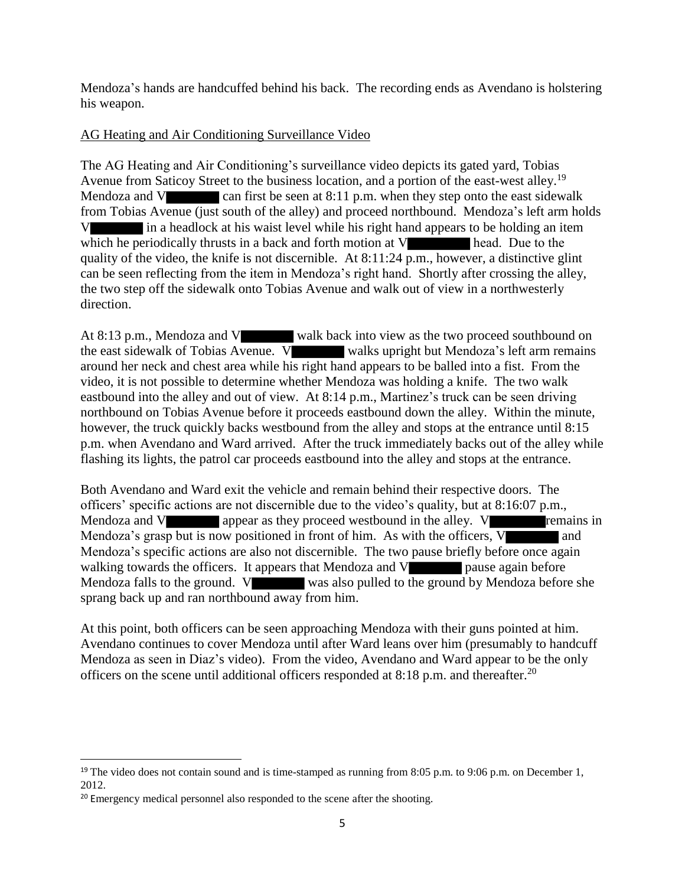Mendoza's hands are handcuffed behind his back. The recording ends as Avendano is holstering his weapon.

AG Heating and Air Conditioning Surveillance Video

The AG Heating and Air Conditioning's surveillance video depicts its gated yard, Tobias Avenue from Saticoy Street to the business location, and a portion of the east-west alley.[19] Mendoza and V█████ can first be seen at 8:11 p.m. when they step onto the east sidewalk from Tobias Avenue (just south of the alley) and proceed northbound. Mendoza's left arm holds V█████ in a headlock at his waist level while his right hand appears to be holding an item which he periodically thrusts in a back and forth motion at V█████ head. Due to the quality of the video, the knife is not discernible. At 8:11:24 p.m., however, a distinctive glint can be seen reflecting from the item in Mendoza's right hand. Shortly after crossing the alley, the two step off the sidewalk onto Tobias Avenue and walk out of view in a northwesterly direction.

At 8:13 p.m., Mendoza and V█████ walk back into view as the two proceed southbound on the east sidewalk of Tobias Avenue. V█████ walks upright but Mendoza's left arm remains around her neck and chest area while his right hand appears to be balled into a fist. From the video, it is not possible to determine whether Mendoza was holding a knife. The two walk eastbound into the alley and out of view. At 8:14 p.m., Martinez's truck can be seen driving northbound on Tobias Avenue before it proceeds eastbound down the alley. Within the minute, however, the truck quickly backs westbound from the alley and stops at the entrance until 8:15 p.m. when Avendano and Ward arrived. After the truck immediately backs out of the alley while flashing its lights, the patrol car proceeds eastbound into the alley and stops at the entrance.

Both Avendano and Ward exit the vehicle and remain behind their respective doors. The officers' specific actions are not discernible due to the video's quality, but at 8:16:07 p.m., Mendoza and V█████ appear as they proceed westbound in the alley. V█████ remains in Mendoza's grasp but is now positioned in front of him. As with the officers, V█████ and Mendoza's specific actions are also not discernible. The two pause briefly before once again walking towards the officers. It appears that Mendoza and V█████ pause again before Mendoza falls to the ground. V█████ was also pulled to the ground by Mendoza before she sprang back up and ran northbound away from him.

At this point, both officers can be seen approaching Mendoza with their guns pointed at him. Avendano continues to cover Mendoza until after Ward leans over him (presumably to handcuff Mendoza as seen in Diaz's video). From the video, Avendano and Ward appear to be the only officers on the scene until additional officers responded at 8:18 p.m. and thereafter.[20]

---

[19] The video does not contain sound and is time-stamped as running from 8:05 p.m. to 9:06 p.m. on December 1, 2012.

[20] Emergency medical personnel also responded to the scene after the shooting.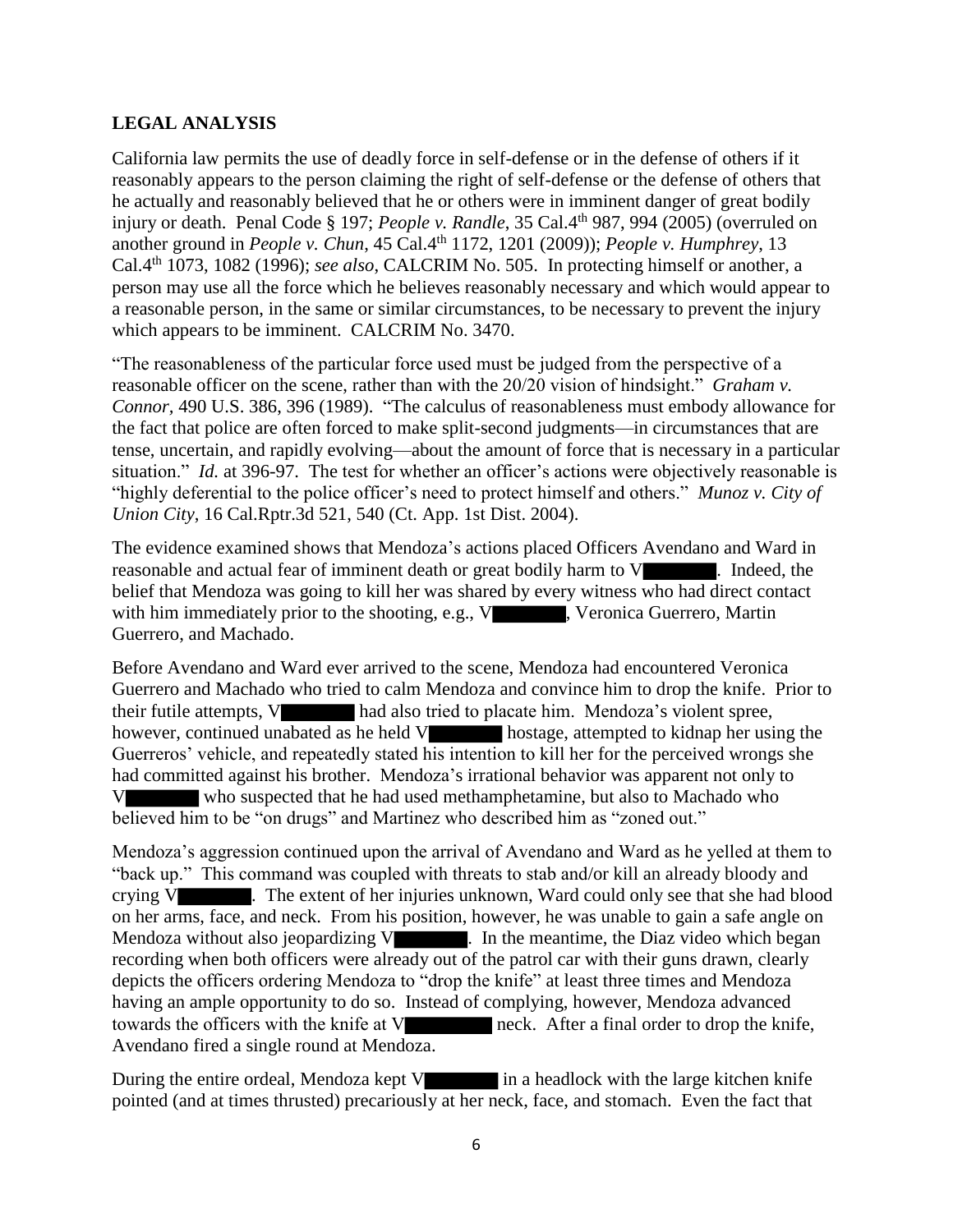## LEGAL ANALYSIS

California law permits the use of deadly force in self-defense or in the defense of others if it reasonably appears to the person claiming the right of self-defense or the defense of others that he actually and reasonably believed that he or others were in imminent danger of great bodily injury or death. Penal Code § 197; *People v. Randle*, 35 Cal.4th 987, 994 (2005) (overruled on another ground in *People v. Chun*, 45 Cal.4th 1172, 1201 (2009)); *People v. Humphrey*, 13 Cal.4th 1073, 1082 (1996); *see also*, CALCRIM No. 505. In protecting himself or another, a person may use all the force which he believes reasonably necessary and which would appear to a reasonable person, in the same or similar circumstances, to be necessary to prevent the injury which appears to be imminent. CALCRIM No. 3470.

"The reasonableness of the particular force used must be judged from the perspective of a reasonable officer on the scene, rather than with the 20/20 vision of hindsight." *Graham v. Connor*, 490 U.S. 386, 396 (1989). "The calculus of reasonableness must embody allowance for the fact that police are often forced to make split-second judgments—in circumstances that are tense, uncertain, and rapidly evolving—about the amount of force that is necessary in a particular situation." *Id.* at 396-97. The test for whether an officer's actions were objectively reasonable is "highly deferential to the police officer's need to protect himself and others." *Munoz v. City of Union City*, 16 Cal.Rptr.3d 521, 540 (Ct. App. 1st Dist. 2004).

The evidence examined shows that Mendoza's actions placed Officers Avendano and Ward in reasonable and actual fear of imminent death or great bodily harm to V████. Indeed, the belief that Mendoza was going to kill her was shared by every witness who had direct contact with him immediately prior to the shooting, e.g., V████, Veronica Guerrero, Martin Guerrero, and Machado.

Before Avendano and Ward ever arrived to the scene, Mendoza had encountered Veronica Guerrero and Machado who tried to calm Mendoza and convince him to drop the knife. Prior to their futile attempts, V████ had also tried to placate him. Mendoza's violent spree, however, continued unabated as he held V████ hostage, attempted to kidnap her using the Guerreros' vehicle, and repeatedly stated his intention to kill her for the perceived wrongs she had committed against his brother. Mendoza's irrational behavior was apparent not only to V████ who suspected that he had used methamphetamine, but also to Machado who believed him to be "on drugs" and Martinez who described him as "zoned out."

Mendoza's aggression continued upon the arrival of Avendano and Ward as he yelled at them to "back up." This command was coupled with threats to stab and/or kill an already bloody and crying V████. The extent of her injuries unknown, Ward could only see that she had blood on her arms, face, and neck. From his position, however, he was unable to gain a safe angle on Mendoza without also jeopardizing V████. In the meantime, the Diaz video which began recording when both officers were already out of the patrol car with their guns drawn, clearly depicts the officers ordering Mendoza to "drop the knife" at least three times and Mendoza having an ample opportunity to do so. Instead of complying, however, Mendoza advanced towards the officers with the knife at V████ neck. After a final order to drop the knife, Avendano fired a single round at Mendoza.

During the entire ordeal, Mendoza kept V████ in a headlock with the large kitchen knife pointed (and at times thrusted) precariously at her neck, face, and stomach. Even the fact that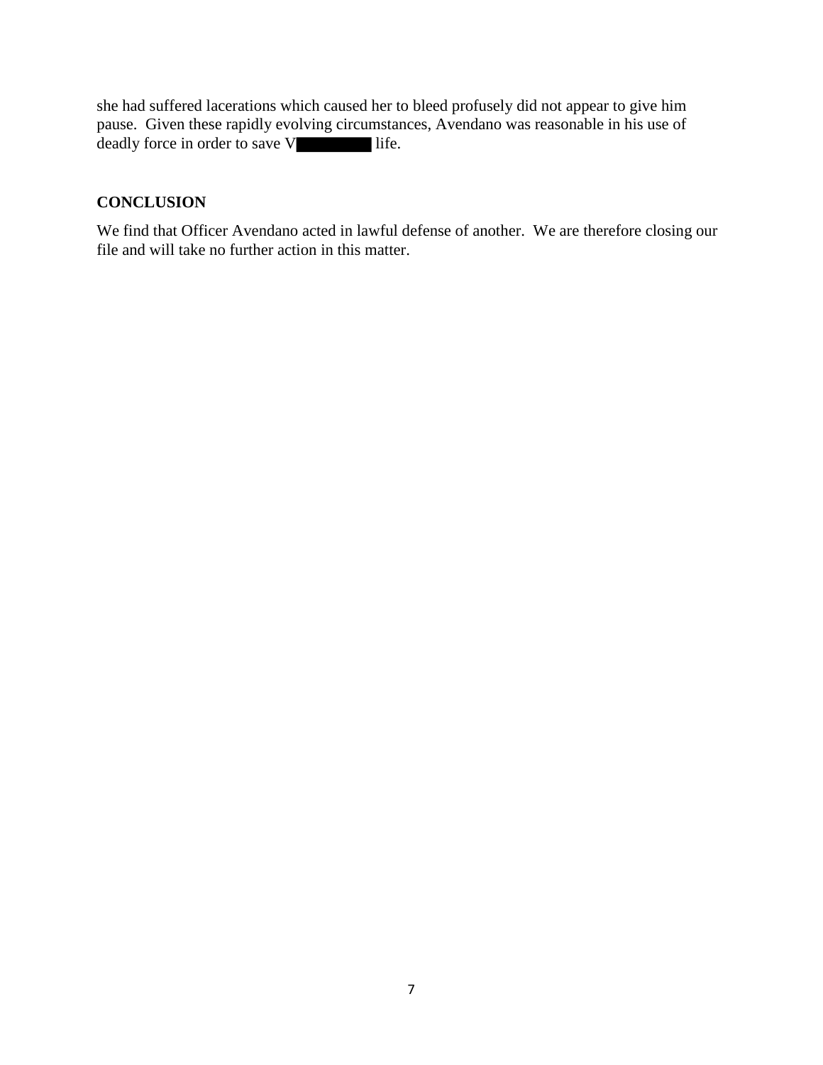she had suffered lacerations which caused her to bleed profusely did not appear to give him pause. Given these rapidly evolving circumstances, Avendano was reasonable in his use of deadly force in order to save V█████ life.

## CONCLUSION

We find that Officer Avendano acted in lawful defense of another. We are therefore closing our file and will take no further action in this matter.